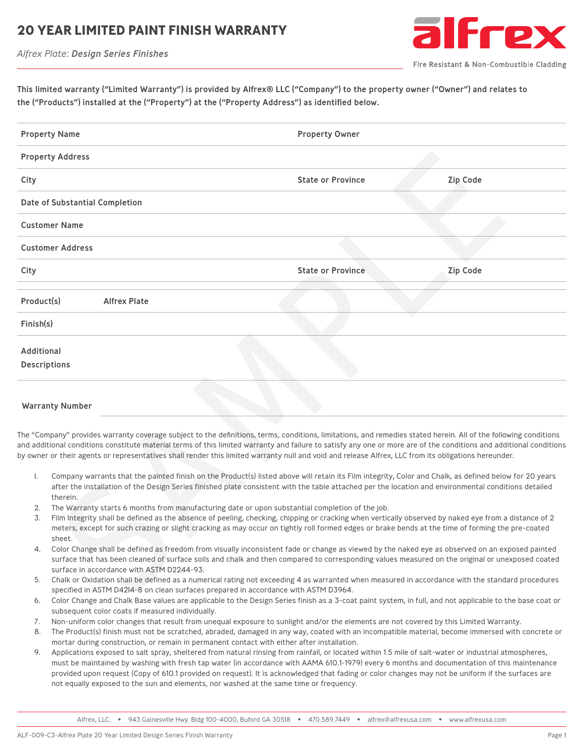# 20 YEAR LIMITED PAINT FINISH WARRANTY

*Alfrex Plate: **Design Series Finishes***

alfrex

Fire Resistant & Non-Combustible Cladding

**This limited warranty ("Limited Warranty") is provided by Alfrex® LLC ("Company") to the property owner ("Owner") and relates to the ("Products") installed at the ("Property") at the ("Property Address") as identified below.**

| | | | |
|---|---|---|---|
| **Property Name** | | **Property Owner** | |
| **Property Address** | | | |
| **City** | | **State or Province** | **Zip Code** |
| **Date of Substantial Completion** | | | |
| **Customer Name** | | | |
| **Customer Address** | | | |
| **City** | | **State or Province** | **Zip Code** |
| **Product(s)** | **Alfrex Plate** | | |
| **Finish(s)** | | | |
| **Additional Descriptions** | | | |

**Warranty Number**

The "Company" provides warranty coverage subject to the definitions, terms, conditions, limitations, and remedies stated herein. All of the following conditions and additional conditions constitute material terms of this limited warranty and failure to satisfy any one or more are of the conditions and additional conditions by owner or their agents or representatives shall render this limited warranty null and void and release Alfrex, LLC from its obligations hereunder.

1. Company warrants that the painted finish on the Product(s) listed above will retain its Film integrity, Color and Chalk, as defined below for 20 years after the installation of the Design Series finished plate consistent with the table attached per the location and environmental conditions detailed therein.
2. The Warranty starts 6 months from manufacturing date or upon substantial completion of the job.
3. Film Integrity shall be defined as the absence of peeling, checking, chipping or cracking when vertically observed by naked eye from a distance of 2 meters, except for such crazing or slight cracking as may occur on tightly roll formed edges or brake bends at the time of forming the pre-coated sheet.
4. Color Change shall be defined as freedom from visually inconsistent fade or change as viewed by the naked eye as observed on an exposed painted surface that has been cleaned of surface soils and chalk and then compared to corresponding values measured on the original or unexposed coated surface in accordance with ASTM D2244-93.
5. Chalk or Oxidation shall be defined as a numerical rating not exceeding 4 as warranted when measured in accordance with the standard procedures specified in ASTM D4214-8 on clean surfaces prepared in accordance with ASTM D3964.
6. Color Change and Chalk Base values are applicable to the Design Series finish as a 3-coat paint system, in full, and not applicable to the base coat or subsequent color coats if measured individually.
7. Non-uniform color changes that result from unequal exposure to sunlight and/or the elements are not covered by this Limited Warranty.
8. The Product(s) finish must not be scratched, abraded, damaged in any way, coated with an incompatible material, become immersed with concrete or mortar during construction, or remain in permanent contact with either after installation.
9. Applications exposed to salt spray, sheltered from natural rinsing from rainfall, or located within 1.5 mile of salt-water or industrial atmospheres, must be maintained by washing with fresh tap water (in accordance with AAMA 610.1-1979) every 6 months and documentation of this maintenance provided upon request (Copy of 610.1 provided on request). It is acknowledged that fading or color changes may not be uniform if the surfaces are not equally exposed to the sun and elements, nor washed at the same time or frequency.

Alfrex, LLC. • 943 Gainesville Hwy. Bldg 100-4000, Buford GA 30518 • 470.589.7449 • alfrex@alfrexusa.com • www.alfrexusa.com

ALF-009-C3-Alfrex Plate 20 Year Limited Design Series Finish Warranty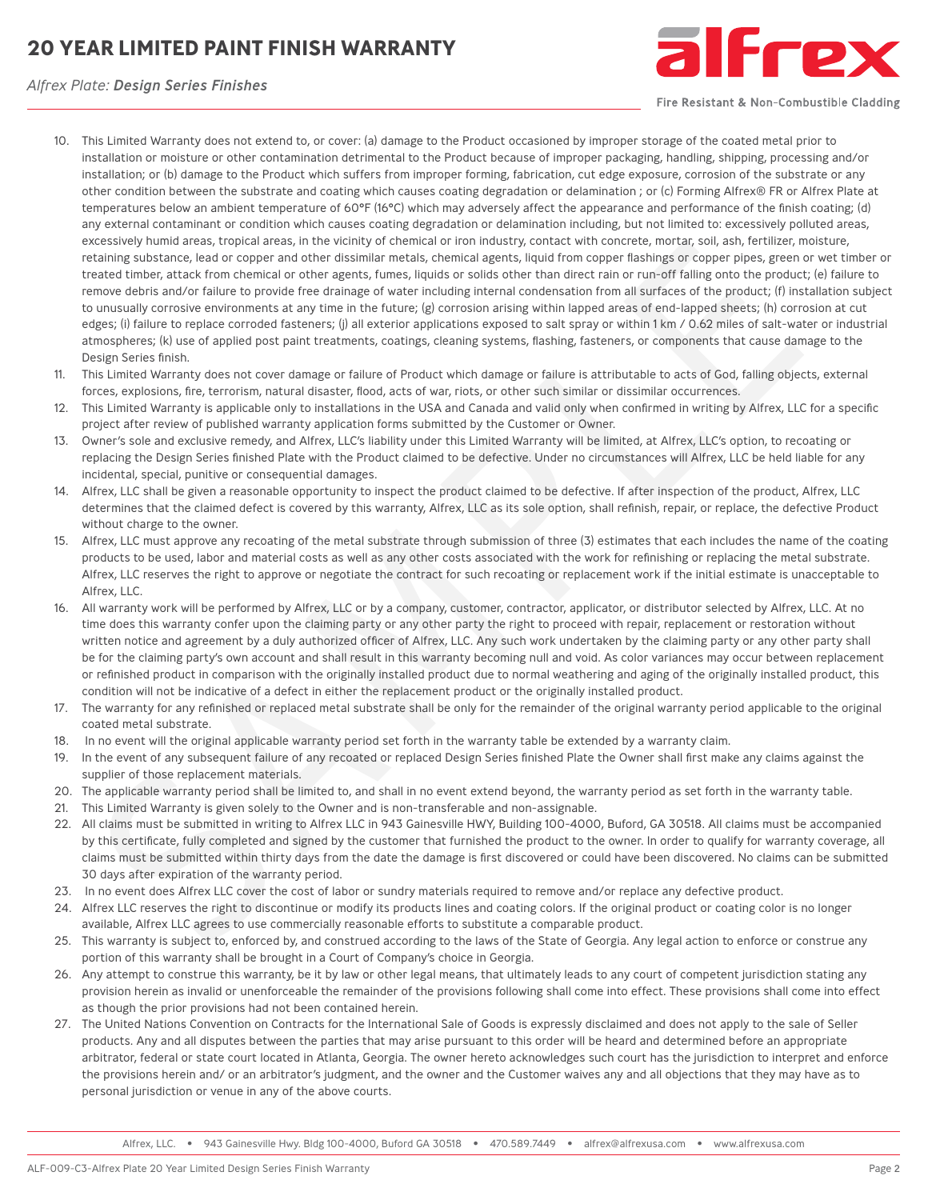# 20 YEAR LIMITED PAINT FINISH WARRANTY

*Alfrex Plate: **Design Series Finishes***

10. This Limited Warranty does not extend to, or cover: (a) damage to the Product occasioned by improper storage of the coated metal prior to installation or moisture or other contamination detrimental to the Product because of improper packaging, handling, shipping, processing and/or installation; or (b) damage to the Product which suffers from improper forming, fabrication, cut edge exposure, corrosion of the substrate or any other condition between the substrate and coating which causes coating degradation or delamination ; or (c) Forming Alfrex® FR or Alfrex Plate at temperatures below an ambient temperature of 60°F (16°C) which may adversely affect the appearance and performance of the finish coating; (d) any external contaminant or condition which causes coating degradation or delamination including, but not limited to: excessively polluted areas, excessively humid areas, tropical areas, in the vicinity of chemical or iron industry, contact with concrete, mortar, soil, ash, fertilizer, moisture, retaining substance, lead or copper and other dissimilar metals, chemical agents, liquid from copper flashings or copper pipes, green or wet timber or treated timber, attack from chemical or other agents, fumes, liquids or solids other than direct rain or run-off falling onto the product; (e) failure to remove debris and/or failure to provide free drainage of water including internal condensation from all surfaces of the product; (f) installation subject to unusually corrosive environments at any time in the future; (g) corrosion arising within lapped areas of end-lapped sheets; (h) corrosion at cut edges; (i) failure to replace corroded fasteners; (j) all exterior applications exposed to salt spray or within 1 km / 0.62 miles of salt-water or industrial atmospheres; (k) use of applied post paint treatments, coatings, cleaning systems, flashing, fasteners, or components that cause damage to the Design Series finish.
11. This Limited Warranty does not cover damage or failure of Product which damage or failure is attributable to acts of God, falling objects, external forces, explosions, fire, terrorism, natural disaster, flood, acts of war, riots, or other such similar or dissimilar occurrences.
12. This Limited Warranty is applicable only to installations in the USA and Canada and valid only when confirmed in writing by Alfrex, LLC for a specific project after review of published warranty application forms submitted by the Customer or Owner.
13. Owner's sole and exclusive remedy, and Alfrex, LLC's liability under this Limited Warranty will be limited, at Alfrex, LLC's option, to recoating or replacing the Design Series finished Plate with the Product claimed to be defective. Under no circumstances will Alfrex, LLC be held liable for any incidental, special, punitive or consequential damages.
14. Alfrex, LLC shall be given a reasonable opportunity to inspect the product claimed to be defective. If after inspection of the product, Alfrex, LLC determines that the claimed defect is covered by this warranty, Alfrex, LLC as its sole option, shall refinish, repair, or replace, the defective Product without charge to the owner.
15. Alfrex, LLC must approve any recoating of the metal substrate through submission of three (3) estimates that each includes the name of the coating products to be used, labor and material costs as well as any other costs associated with the work for refinishing or replacing the metal substrate. Alfrex, LLC reserves the right to approve or negotiate the contract for such recoating or replacement work if the initial estimate is unacceptable to Alfrex, LLC.
16. All warranty work will be performed by Alfrex, LLC or by a company, customer, contractor, applicator, or distributor selected by Alfrex, LLC. At no time does this warranty confer upon the claiming party or any other party the right to proceed with repair, replacement or restoration without written notice and agreement by a duly authorized officer of Alfrex, LLC. Any such work undertaken by the claiming party or any other party shall be for the claiming party's own account and shall result in this warranty becoming null and void. As color variances may occur between replacement or refinished product in comparison with the originally installed product due to normal weathering and aging of the originally installed product, this condition will not be indicative of a defect in either the replacement product or the originally installed product.
17. The warranty for any refinished or replaced metal substrate shall be only for the remainder of the original warranty period applicable to the original coated metal substrate.
18. In no event will the original applicable warranty period set forth in the warranty table be extended by a warranty claim.
19. In the event of any subsequent failure of any recoated or replaced Design Series finished Plate the Owner shall first make any claims against the supplier of those replacement materials.
20. The applicable warranty period shall be limited to, and shall in no event extend beyond, the warranty period as set forth in the warranty table.
21. This Limited Warranty is given solely to the Owner and is non-transferable and non-assignable.
22. All claims must be submitted in writing to Alfrex LLC in 943 Gainesville HWY, Building 100-4000, Buford, GA 30518. All claims must be accompanied by this certificate, fully completed and signed by the customer that furnished the product to the owner. In order to qualify for warranty coverage, all claims must be submitted within thirty days from the date the damage is first discovered or could have been discovered. No claims can be submitted 30 days after expiration of the warranty period.
23. In no event does Alfrex LLC cover the cost of labor or sundry materials required to remove and/or replace any defective product.
24. Alfrex LLC reserves the right to discontinue or modify its products lines and coating colors. If the original product or coating color is no longer available, Alfrex LLC agrees to use commercially reasonable efforts to substitute a comparable product.
25. This warranty is subject to, enforced by, and construed according to the laws of the State of Georgia. Any legal action to enforce or construe any portion of this warranty shall be brought in a Court of Company's choice in Georgia.
26. Any attempt to construe this warranty, be it by law or other legal means, that ultimately leads to any court of competent jurisdiction stating any provision herein as invalid or unenforceable the remainder of the provisions following shall come into effect. These provisions shall come into effect as though the prior provisions had not been contained herein.
27. The United Nations Convention on Contracts for the International Sale of Goods is expressly disclaimed and does not apply to the sale of Seller products. Any and all disputes between the parties that may arise pursuant to this order will be heard and determined before an appropriate arbitrator, federal or state court located in Atlanta, Georgia. The owner hereto acknowledges such court has the jurisdiction to interpret and enforce the provisions herein and/ or an arbitrator's judgment, and the owner and the Customer waives any and all objections that they may have as to personal jurisdiction or venue in any of the above courts.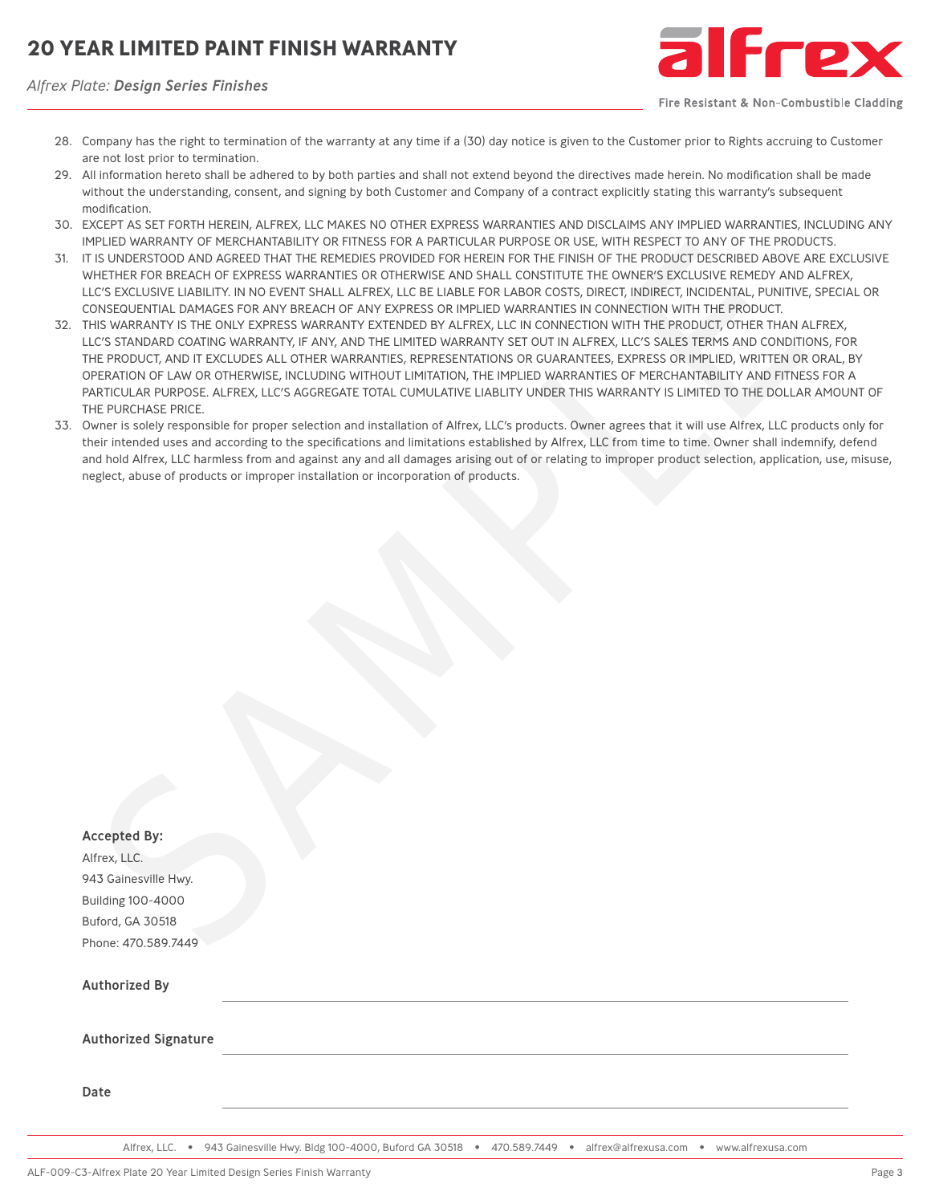28. Company has the right to termination of the warranty at any time if a (30) day notice is given to the Customer prior to Rights accruing to Customer are not lost prior to termination.
29. All information hereto shall be adhered to by both parties and shall not extend beyond the directives made herein. No modification shall be made without the understanding, consent, and signing by both Customer and Company of a contract explicitly stating this warranty's subsequent modification.
30. EXCEPT AS SET FORTH HEREIN, ALFREX, LLC MAKES NO OTHER EXPRESS WARRANTIES AND DISCLAIMS ANY IMPLIED WARRANTIES, INCLUDING ANY IMPLIED WARRANTY OF MERCHANTABILITY OR FITNESS FOR A PARTICULAR PURPOSE OR USE, WITH RESPECT TO ANY OF THE PRODUCTS.
31. IT IS UNDERSTOOD AND AGREED THAT THE REMEDIES PROVIDED FOR HEREIN FOR THE FINISH OF THE PRODUCT DESCRIBED ABOVE ARE EXCLUSIVE WHETHER FOR BREACH OF EXPRESS WARRANTIES OR OTHERWISE AND SHALL CONSTITUTE THE OWNER'S EXCLUSIVE REMEDY AND ALFREX, LLC'S EXCLUSIVE LIABILITY. IN NO EVENT SHALL ALFREX, LLC BE LIABLE FOR LABOR COSTS, DIRECT, INDIRECT, INCIDENTAL, PUNITIVE, SPECIAL OR CONSEQUENTIAL DAMAGES FOR ANY BREACH OF ANY EXPRESS OR IMPLIED WARRANTIES IN CONNECTION WITH THE PRODUCT.
32. THIS WARRANTY IS THE ONLY EXPRESS WARRANTY EXTENDED BY ALFREX, LLC IN CONNECTION WITH THE PRODUCT, OTHER THAN ALFREX, LLC'S STANDARD COATING WARRANTY, IF ANY, AND THE LIMITED WARRANTY SET OUT IN ALFREX, LLC'S SALES TERMS AND CONDITIONS, FOR THE PRODUCT, AND IT EXCLUDES ALL OTHER WARRANTIES, REPRESENTATIONS OR GUARANTEES, EXPRESS OR IMPLIED, WRITTEN OR ORAL, BY OPERATION OF LAW OR OTHERWISE, INCLUDING WITHOUT LIMITATION, THE IMPLIED WARRANTIES OF MERCHANTABILITY AND FITNESS FOR A PARTICULAR PURPOSE. ALFREX, LLC'S AGGREGATE TOTAL CUMULATIVE LIABLITY UNDER THIS WARRANTY IS LIMITED TO THE DOLLAR AMOUNT OF THE PURCHASE PRICE.
33. Owner is solely responsible for proper selection and installation of Alfrex, LLC's products. Owner agrees that it will use Alfrex, LLC products only for their intended uses and according to the specifications and limitations established by Alfrex, LLC from time to time. Owner shall indemnify, defend and hold Alfrex, LLC harmless from and against any and all damages arising out of or relating to improper product selection, application, use, misuse, neglect, abuse of products or improper installation or incorporation of products.

**Accepted By:**

Alfrex, LLC.
943 Gainesville Hwy.
Building 100-4000
Buford, GA 30518
Phone: 470.589.7449

**Authorized By** ______________________________

**Authorized Signature** ______________________________

**Date** ______________________________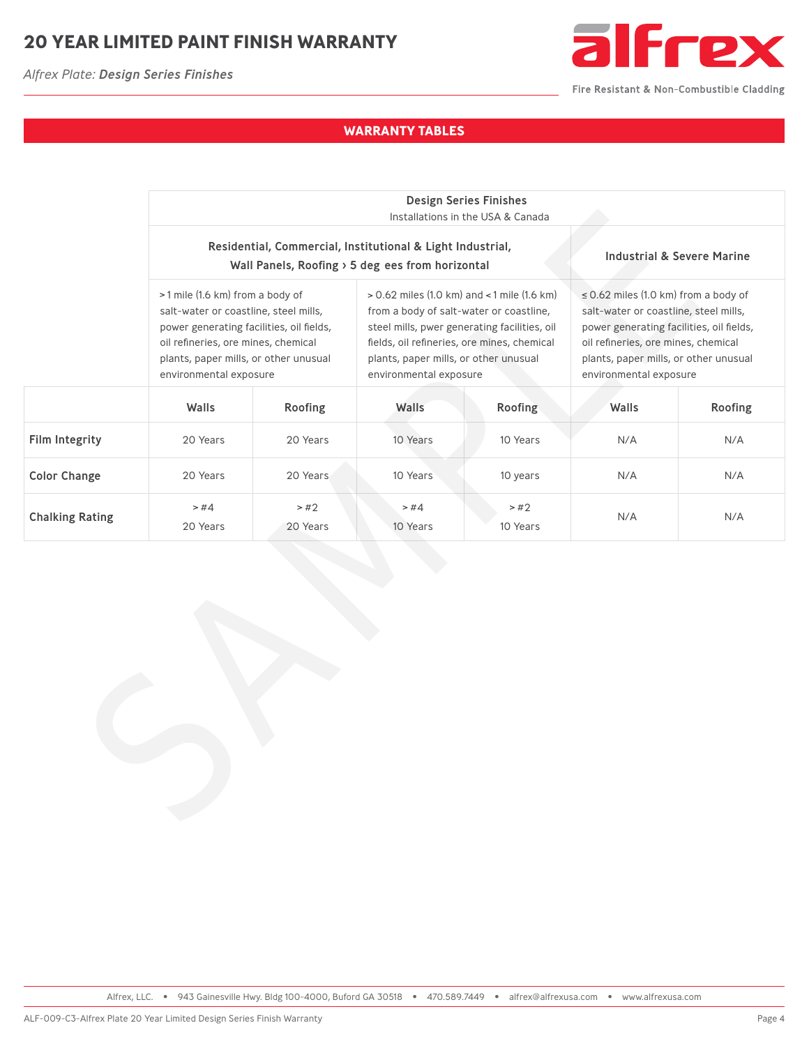# 20 YEAR LIMITED PAINT FINISH WARRANTY

*Alfrex Plate: **Design Series Finishes***

Fire Resistant & Non-Combustible Cladding

## WARRANTY TABLES

| | Design Series Finishes Installations in the USA & Canada | | | | | |
|---|---|---|---|---|---|---|
| | Residential, Commercial, Institutional & Light Industrial, Wall Panels, Roofing › 5 deg ees from horizontal | | | | Industrial & Severe Marine | |
| | > 1 mile (1.6 km) from a body of salt-water or coastline, steel mills, power generating facilities, oil fields, oil refineries, ore mines, chemical plants, paper mills, or other unusual environmental exposure | | > 0.62 miles (1.0 km) and < 1 mile (1.6 km) from a body of salt-water or coastline, steel mills, pwer generating facilities, oil fields, oil refineries, ore mines, chemical plants, paper mills, or other unusual environmental exposure | | ≤ 0.62 miles (1.0 km) from a body of salt-water or coastline, steel mills, power generating facilities, oil fields, oil refineries, ore mines, chemical plants, paper mills, or other unusual environmental exposure | |
| | Walls | Roofing | Walls | Roofing | Walls | Roofing |
| **Film Integrity** | 20 Years | 20 Years | 10 Years | 10 Years | N/A | N/A |
| **Color Change** | 20 Years | 20 Years | 10 Years | 10 years | N/A | N/A |
| **Chalking Rating** | > #4 20 Years | > #2 20 Years | > #4 10 Years | > #2 10 Years | N/A | N/A |

Alfrex, LLC. • 943 Gainesville Hwy. Bldg 100-4000, Buford GA 30518 • 470.589.7449 • alfrex@alfrexusa.com • www.alfrexusa.com

ALF-009-C3-Alfrex Plate 20 Year Limited Design Series Finish Warranty